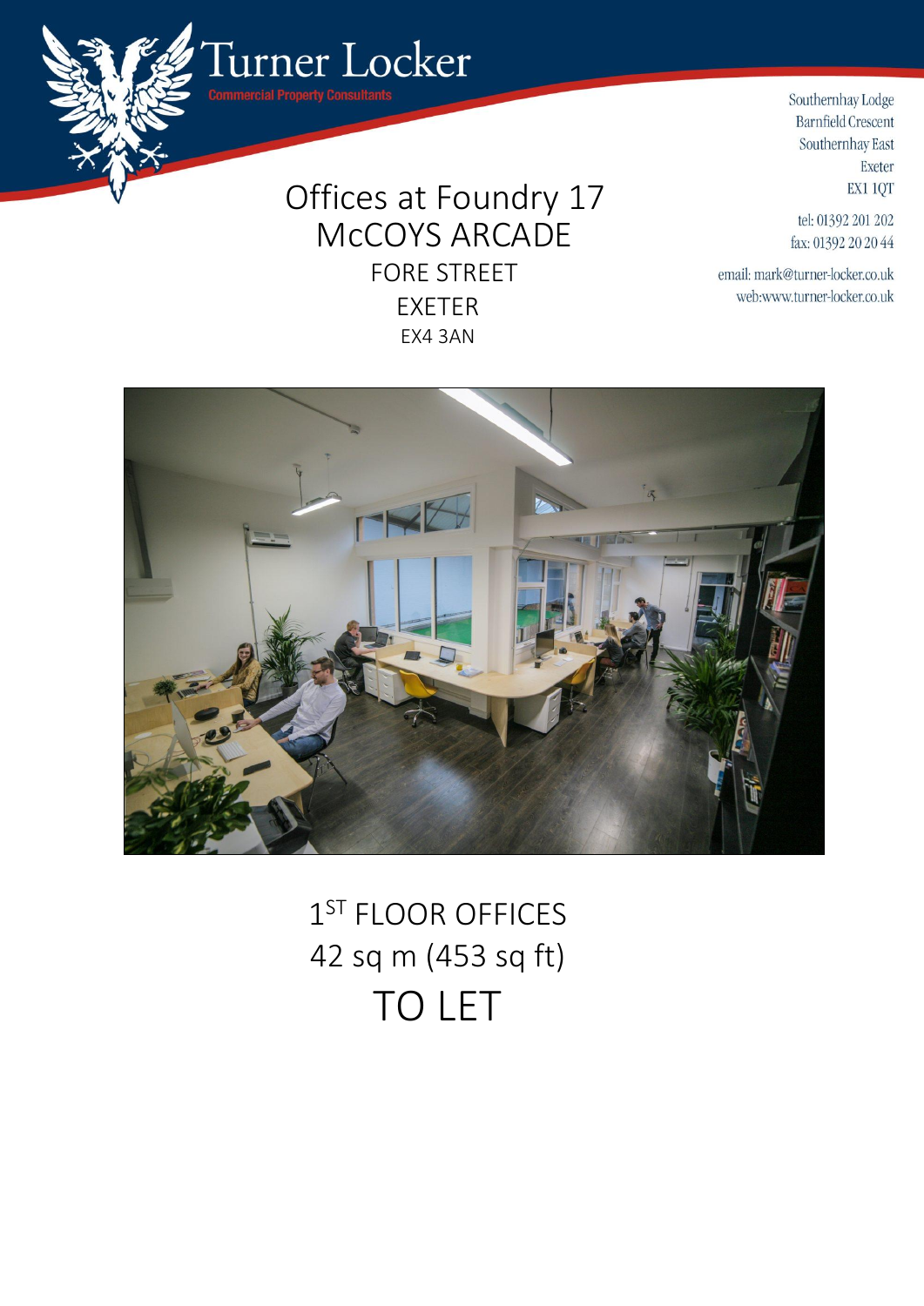Turner Locker

Commercial Property Consultants

Southernhay Lodge
Barnfield Crescent
Southernhay East
Exeter
EX1 1QT

tel: 01392 201 202
fax: 01392 20 20 44

email: mark@turner-locker.co.uk
web:www.turner-locker.co.uk

# Offices at Foundry 17
# McCOYS ARCADE
## FORE STREET
## EXETER
### EX4 3AN

## 1ST FLOOR OFFICES
## 42 sq m (453 sq ft)
# TO LET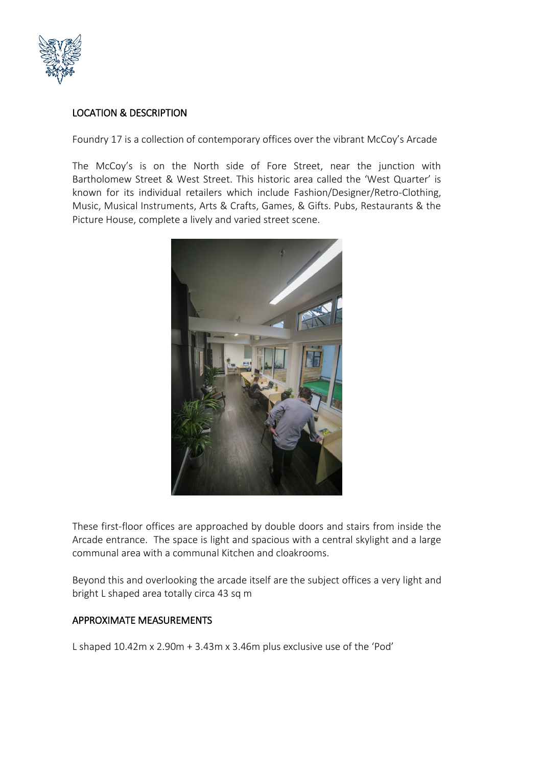## LOCATION & DESCRIPTION

Foundry 17 is a collection of contemporary offices over the vibrant McCoy's Arcade

The McCoy's is on the North side of Fore Street, near the junction with Bartholomew Street & West Street. This historic area called the 'West Quarter' is known for its individual retailers which include Fashion/Designer/Retro-Clothing, Music, Musical Instruments, Arts & Crafts, Games, & Gifts. Pubs, Restaurants & the Picture House, complete a lively and varied street scene.

These first-floor offices are approached by double doors and stairs from inside the Arcade entrance. The space is light and spacious with a central skylight and a large communal area with a communal Kitchen and cloakrooms.

Beyond this and overlooking the arcade itself are the subject offices a very light and bright L shaped area totally circa 43 sq m

## APPROXIMATE MEASUREMENTS

L shaped 10.42m x 2.90m + 3.43m x 3.46m plus exclusive use of the 'Pod'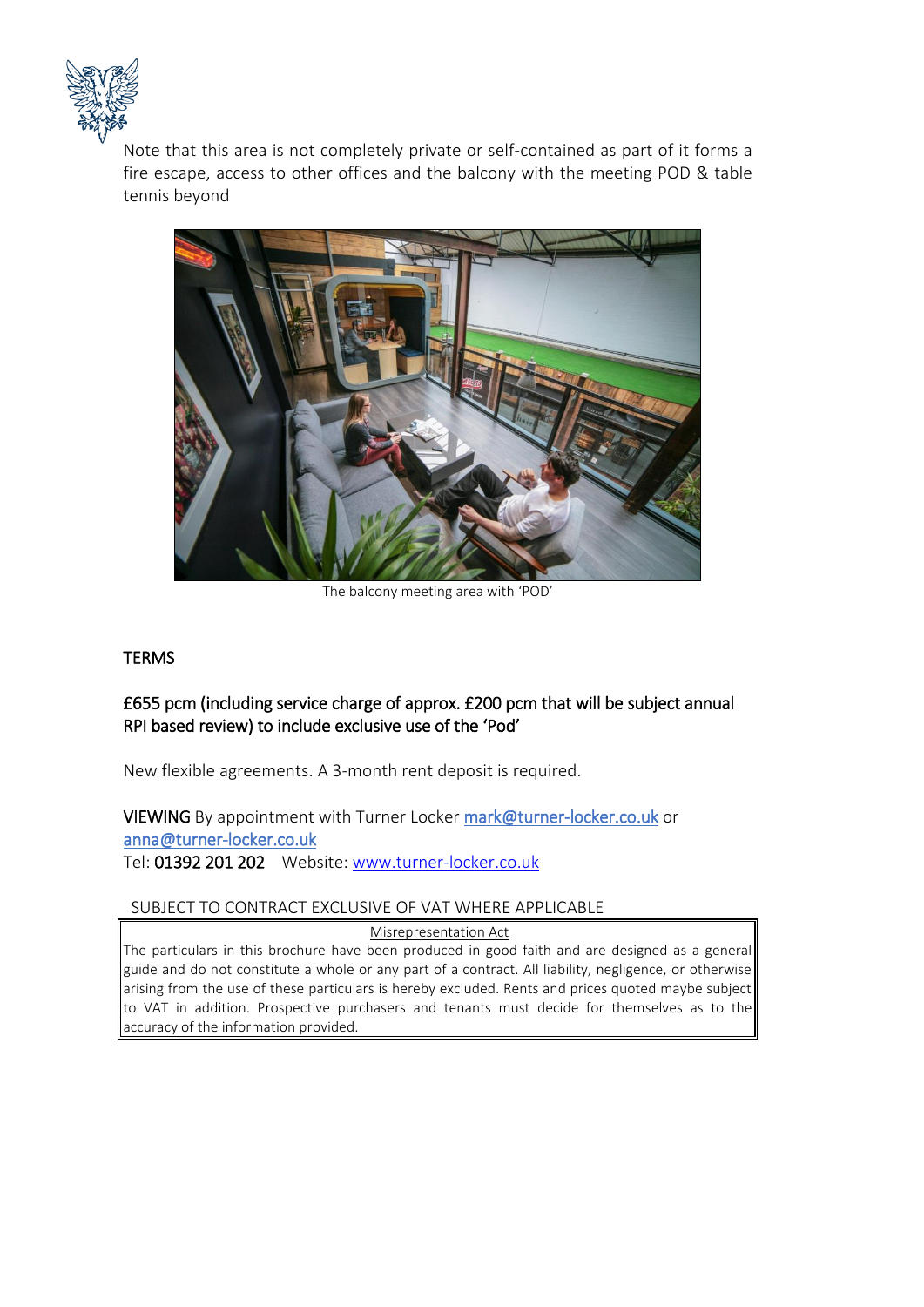Note that this area is not completely private or self-contained as part of it forms a fire escape, access to other offices and the balcony with the meeting POD & table tennis beyond

The balcony meeting area with 'POD'

## TERMS

**£655 pcm (including service charge of approx. £200 pcm that will be subject annual RPI based review) to include exclusive use of the 'Pod'**

New flexible agreements. A 3-month rent deposit is required.

**VIEWING** By appointment with Turner Locker mark@turner-locker.co.uk or anna@turner-locker.co.uk
Tel: **01392 201 202** Website: www.turner-locker.co.uk

SUBJECT TO CONTRACT EXCLUSIVE OF VAT WHERE APPLICABLE

Misrepresentation Act

The particulars in this brochure have been produced in good faith and are designed as a general guide and do not constitute a whole or any part of a contract. All liability, negligence, or otherwise arising from the use of these particulars is hereby excluded. Rents and prices quoted maybe subject to VAT in addition. Prospective purchasers and tenants must decide for themselves as to the accuracy of the information provided.